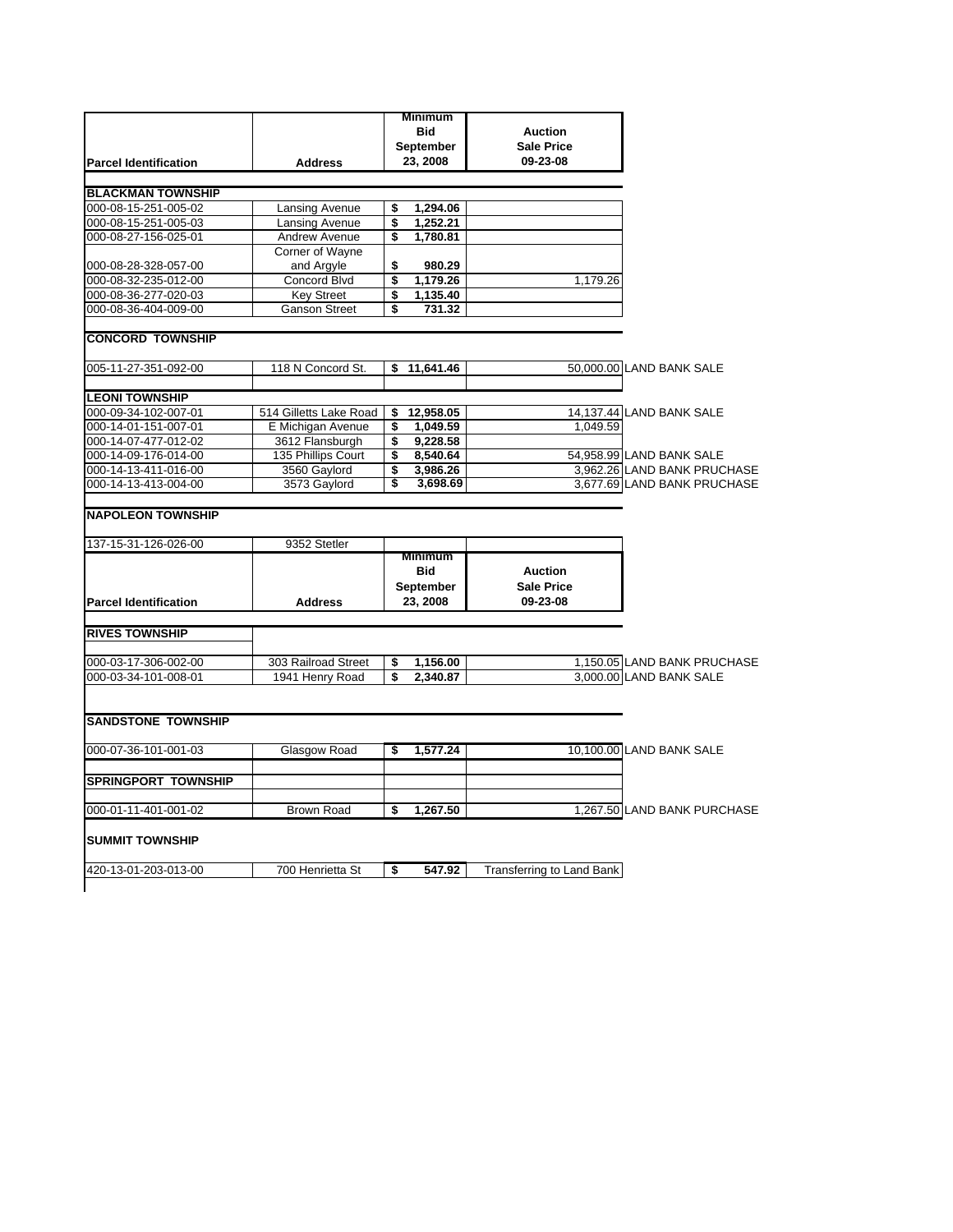| Parcel Identification | Address | Minimum Bid September 23, 2008 | Auction Sale Price 09-23-08 | |
|---|---|---|---|---|
| **BLACKMAN TOWNSHIP** | | | | |
| 000-08-15-251-005-02 | Lansing Avenue | $ 1,294.06 | | |
| 000-08-15-251-005-03 | Lansing Avenue | $ 1,252.21 | | |
| 000-08-27-156-025-01 | Andrew Avenue | $ 1,780.81 | | |
| 000-08-28-328-057-00 | Corner of Wayne and Argyle | $ 980.29 | | |
| 000-08-32-235-012-00 | Concord Blvd | $ 1,179.26 | 1,179.26 | |
| 000-08-36-277-020-03 | Key Street | $ 1,135.40 | | |
| 000-08-36-404-009-00 | Ganson Street | $ 731.32 | | |
| **CONCORD TOWNSHIP** | | | | |
| 005-11-27-351-092-00 | 118 N Concord St. | $ 11,641.46 | 50,000.00 | LAND BANK SALE |
| **LEONI TOWNSHIP** | | | | |
| 000-09-34-102-007-01 | 514 Gilletts Lake Road | $ 12,958.05 | 14,137.44 | LAND BANK SALE |
| 000-14-01-151-007-01 | E Michigan Avenue | $ 1,049.59 | 1,049.59 | |
| 000-14-07-477-012-02 | 3612 Flansburgh | $ 9,228.58 | | |
| 000-14-09-176-014-00 | 135 Phillips Court | $ 8,540.64 | 54,958.99 | LAND BANK SALE |
| 000-14-13-411-016-00 | 3560 Gaylord | $ 3,986.26 | 3,962.26 | LAND BANK PRUCHASE |
| 000-14-13-413-004-00 | 3573 Gaylord | $ 3,698.69 | 3,677.69 | LAND BANK PRUCHASE |
| **NAPOLEON TOWNSHIP** | | | | |
| 137-15-31-126-026-00 | 9352 Stetler | | | |
| **Parcel Identification** | **Address** | **Minimum Bid September 23, 2008** | **Auction Sale Price 09-23-08** | |
| **RIVES TOWNSHIP** | | | | |
| 000-03-17-306-002-00 | 303 Railroad Street | $ 1,156.00 | 1,150.05 | LAND BANK PRUCHASE |
| 000-03-34-101-008-01 | 1941 Henry Road | $ 2,340.87 | 3,000.00 | LAND BANK SALE |
| **SANDSTONE TOWNSHIP** | | | | |
| 000-07-36-101-001-03 | Glasgow Road | $ 1,577.24 | 10,100.00 | LAND BANK SALE |
| **SPRINGPORT TOWNSHIP** | | | | |
| 000-01-11-401-001-02 | Brown Road | $ 1,267.50 | 1,267.50 | LAND BANK PURCHASE |
| **SUMMIT TOWNSHIP** | | | | |
| 420-13-01-203-013-00 | 700 Henrietta St | $ 547.92 | Transferring to Land Bank | |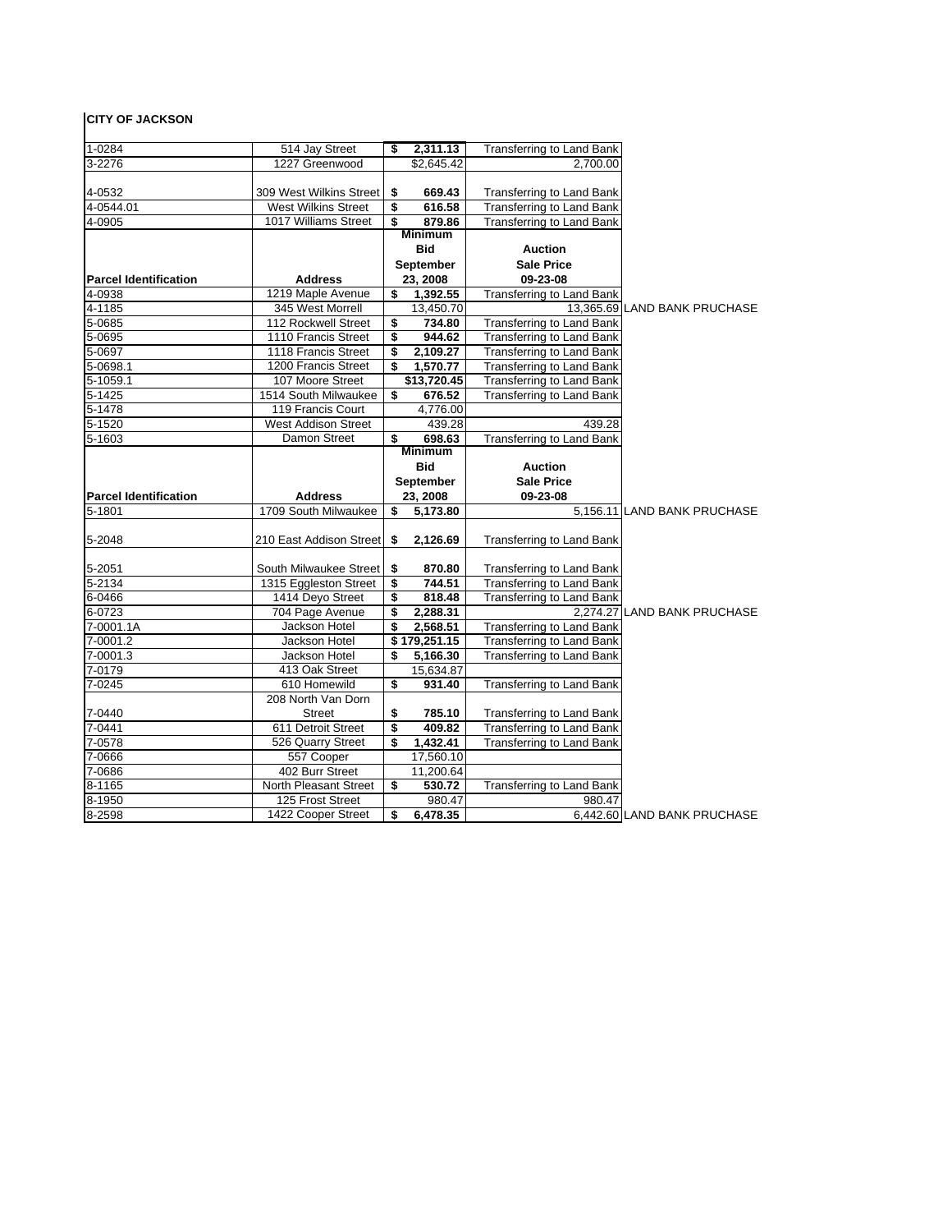**CITY OF JACKSON**

| | | | | |
|---|---|---|---|---|
| 1-0284 | 514 Jay Street | $ 2,311.13 | Transferring to Land Bank | |
| 3-2276 | 1227 Greenwood | $2,645.42 | 2,700.00 | |
| 4-0532 | 309 West Wilkins Street | $ 669.43 | Transferring to Land Bank | |
| 4-0544.01 | West Wilkins Street | $ 616.58 | Transferring to Land Bank | |
| 4-0905 | 1017 Williams Street | $ 879.86 | Transferring to Land Bank | |
| **Parcel Identification** | **Address** | **Minimum Bid September 23, 2008** | **Auction Sale Price 09-23-08** | |
| 4-0938 | 1219 Maple Avenue | $ 1,392.55 | Transferring to Land Bank | |
| 4-1185 | 345 West Morrell | 13,450.70 | 13,365.69 | LAND BANK PRUCHASE |
| 5-0685 | 112 Rockwell Street | $ 734.80 | Transferring to Land Bank | |
| 5-0695 | 1110 Francis Street | $ 944.62 | Transferring to Land Bank | |
| 5-0697 | 1118 Francis Street | $ 2,109.27 | Transferring to Land Bank | |
| 5-0698.1 | 1200 Francis Street | $ 1,570.77 | Transferring to Land Bank | |
| 5-1059.1 | 107 Moore Street | $13,720.45 | Transferring to Land Bank | |
| 5-1425 | 1514 South Milwaukee | $ 676.52 | Transferring to Land Bank | |
| 5-1478 | 119 Francis Court | 4,776.00 | | |
| 5-1520 | West Addison Street | 439.28 | 439.28 | |
| 5-1603 | Damon Street | $ 698.63 | Transferring to Land Bank | |
| **Parcel Identification** | **Address** | **Minimum Bid September 23, 2008** | **Auction Sale Price 09-23-08** | |
| 5-1801 | 1709 South Milwaukee | $ 5,173.80 | 5,156.11 | LAND BANK PRUCHASE |
| 5-2048 | 210 East Addison Street | $ 2,126.69 | Transferring to Land Bank | |
| 5-2051 | South Milwaukee Street | $ 870.80 | Transferring to Land Bank | |
| 5-2134 | 1315 Eggleston Street | $ 744.51 | Transferring to Land Bank | |
| 6-0466 | 1414 Deyo Street | $ 818.48 | Transferring to Land Bank | |
| 6-0723 | 704 Page Avenue | $ 2,288.31 | 2,274.27 | LAND BANK PRUCHASE |
| 7-0001.1A | Jackson Hotel | $ 2,568.51 | Transferring to Land Bank | |
| 7-0001.2 | Jackson Hotel | $ 179,251.15 | Transferring to Land Bank | |
| 7-0001.3 | Jackson Hotel | $ 5,166.30 | Transferring to Land Bank | |
| 7-0179 | 413 Oak Street | 15,634.87 | | |
| 7-0245 | 610 Homewild | $ 931.40 | Transferring to Land Bank | |
| 7-0440 | 208 North Van Dorn Street | $ 785.10 | Transferring to Land Bank | |
| 7-0441 | 611 Detroit Street | $ 409.82 | Transferring to Land Bank | |
| 7-0578 | 526 Quarry Street | $ 1,432.41 | Transferring to Land Bank | |
| 7-0666 | 557 Cooper | 17,560.10 | | |
| 7-0686 | 402 Burr Street | 11,200.64 | | |
| 8-1165 | North Pleasant Street | $ 530.72 | Transferring to Land Bank | |
| 8-1950 | 125 Frost Street | 980.47 | 980.47 | |
| 8-2598 | 1422 Cooper Street | $ 6,478.35 | 6,442.60 | LAND BANK PRUCHASE |